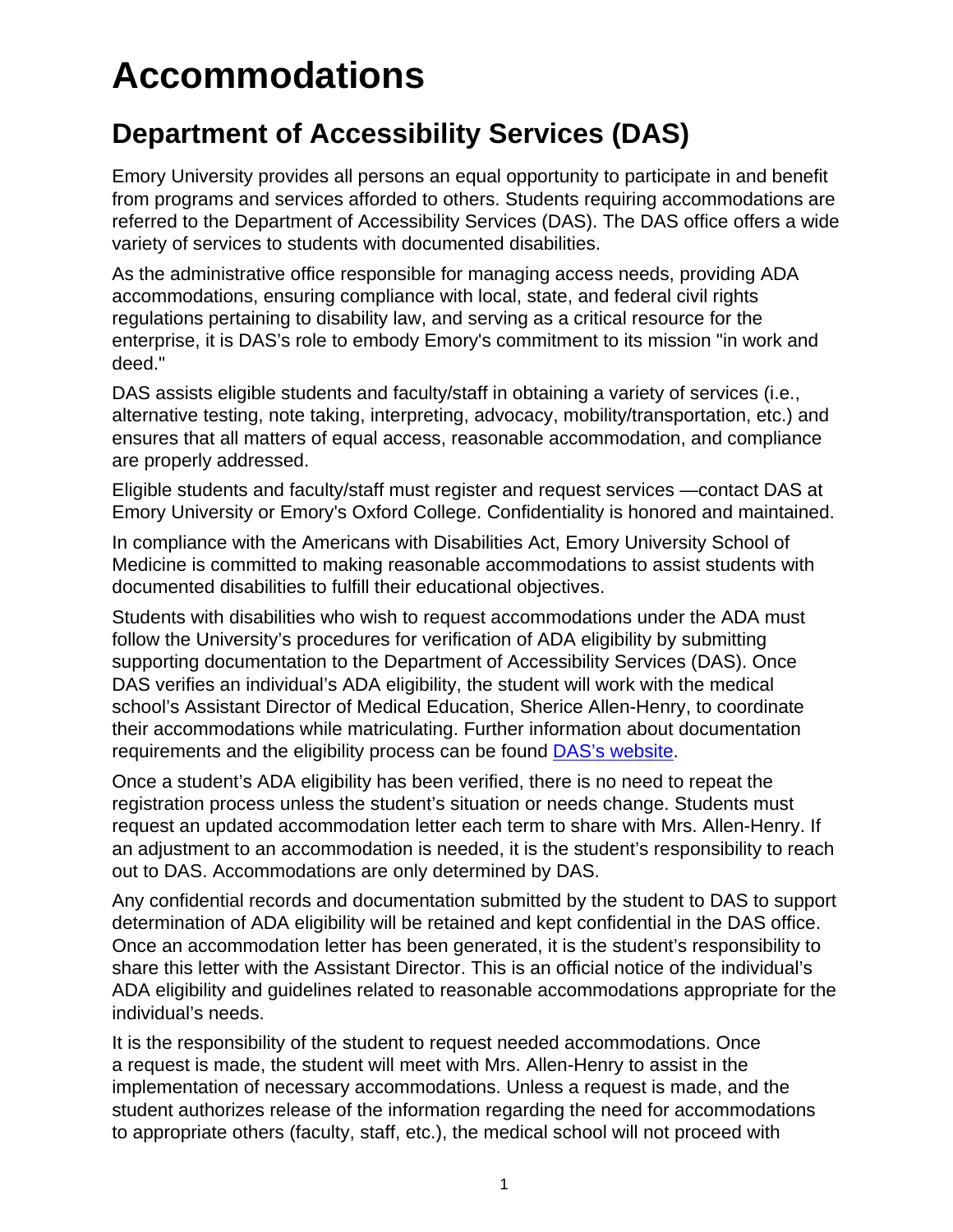# Accommodations

## Department of Accessibility Services (DAS)

Emory University provides all persons an equal opportunity to participate in and benefit from programs and services afforded to others. Students requiring accommodations are referred to the Department of Accessibility Services (DAS). The DAS office offers a wide variety of services to students with documented disabilities.

As the administrative office responsible for managing access needs, providing ADA accommodations, ensuring compliance with local, state, and federal civil rights regulations pertaining to disability law, and serving as a critical resource for the enterprise, it is DAS's role to embody Emory's commitment to its mission "in work and deed."

DAS assists eligible students and faculty/staff in obtaining a variety of services (i.e., alternative testing, note taking, interpreting, advocacy, mobility/transportation, etc.) and ensures that all matters of equal access, reasonable accommodation, and compliance are properly addressed.

Eligible students and faculty/staff must register and request services —contact DAS at Emory University or Emory's Oxford College. Confidentiality is honored and maintained.

In compliance with the Americans with Disabilities Act, Emory University School of Medicine is committed to making reasonable accommodations to assist students with documented disabilities to fulfill their educational objectives.

Students with disabilities who wish to request accommodations under the ADA must follow the University's procedures for verification of ADA eligibility by submitting supporting documentation to the Department of Accessibility Services (DAS). Once DAS verifies an individual's ADA eligibility, the student will work with the medical school's Assistant Director of Medical Education, Sherice Allen-Henry, to coordinate their accommodations while matriculating. Further information about documentation requirements and the eligibility process can be found [DAS's website](DAS's website).

Once a student's ADA eligibility has been verified, there is no need to repeat the registration process unless the student's situation or needs change. Students must request an updated accommodation letter each term to share with Mrs. Allen-Henry. If an adjustment to an accommodation is needed, it is the student's responsibility to reach out to DAS. Accommodations are only determined by DAS.

Any confidential records and documentation submitted by the student to DAS to support determination of ADA eligibility will be retained and kept confidential in the DAS office. Once an accommodation letter has been generated, it is the student's responsibility to share this letter with the Assistant Director. This is an official notice of the individual's ADA eligibility and guidelines related to reasonable accommodations appropriate for the individual's needs.

It is the responsibility of the student to request needed accommodations. Once a request is made, the student will meet with Mrs. Allen-Henry to assist in the implementation of necessary accommodations. Unless a request is made, and the student authorizes release of the information regarding the need for accommodations to appropriate others (faculty, staff, etc.), the medical school will not proceed with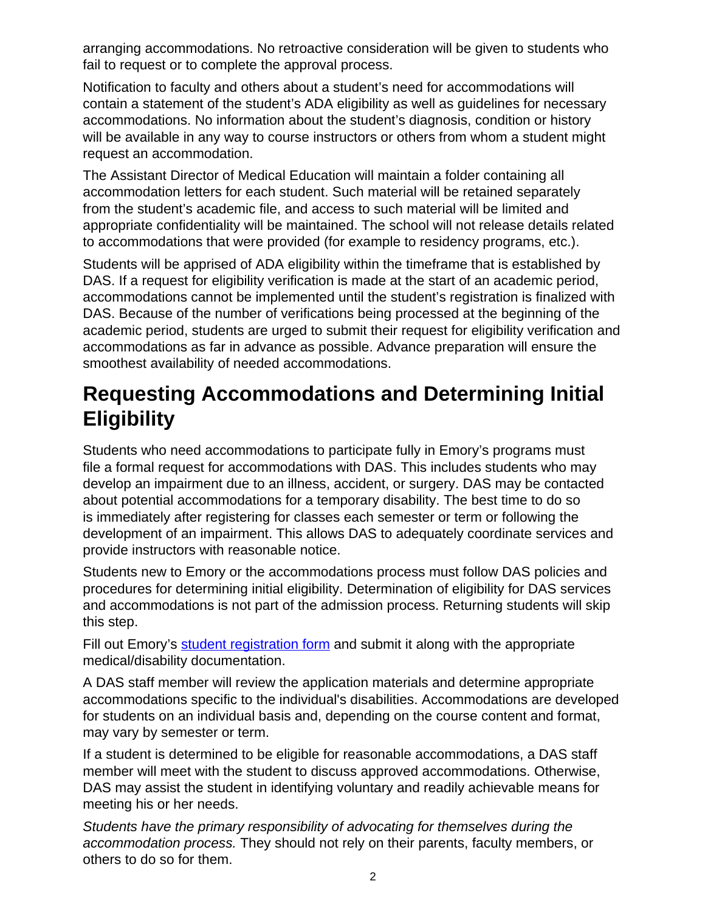arranging accommodations. No retroactive consideration will be given to students who fail to request or to complete the approval process.

Notification to faculty and others about a student's need for accommodations will contain a statement of the student's ADA eligibility as well as guidelines for necessary accommodations. No information about the student's diagnosis, condition or history will be available in any way to course instructors or others from whom a student might request an accommodation.

The Assistant Director of Medical Education will maintain a folder containing all accommodation letters for each student. Such material will be retained separately from the student's academic file, and access to such material will be limited and appropriate confidentiality will be maintained. The school will not release details related to accommodations that were provided (for example to residency programs, etc.).

Students will be apprised of ADA eligibility within the timeframe that is established by DAS. If a request for eligibility verification is made at the start of an academic period, accommodations cannot be implemented until the student's registration is finalized with DAS. Because of the number of verifications being processed at the beginning of the academic period, students are urged to submit their request for eligibility verification and accommodations as far in advance as possible. Advance preparation will ensure the smoothest availability of needed accommodations.

## Requesting Accommodations and Determining Initial Eligibility

Students who need accommodations to participate fully in Emory's programs must file a formal request for accommodations with DAS. This includes students who may develop an impairment due to an illness, accident, or surgery. DAS may be contacted about potential accommodations for a temporary disability. The best time to do so is immediately after registering for classes each semester or term or following the development of an impairment. This allows DAS to adequately coordinate services and provide instructors with reasonable notice.

Students new to Emory or the accommodations process must follow DAS policies and procedures for determining initial eligibility. Determination of eligibility for DAS services and accommodations is not part of the admission process. Returning students will skip this step.

Fill out Emory's student registration form and submit it along with the appropriate medical/disability documentation.

A DAS staff member will review the application materials and determine appropriate accommodations specific to the individual's disabilities. Accommodations are developed for students on an individual basis and, depending on the course content and format, may vary by semester or term.

If a student is determined to be eligible for reasonable accommodations, a DAS staff member will meet with the student to discuss approved accommodations. Otherwise, DAS may assist the student in identifying voluntary and readily achievable means for meeting his or her needs.

*Students have the primary responsibility of advocating for themselves during the accommodation process.* They should not rely on their parents, faculty members, or others to do so for them.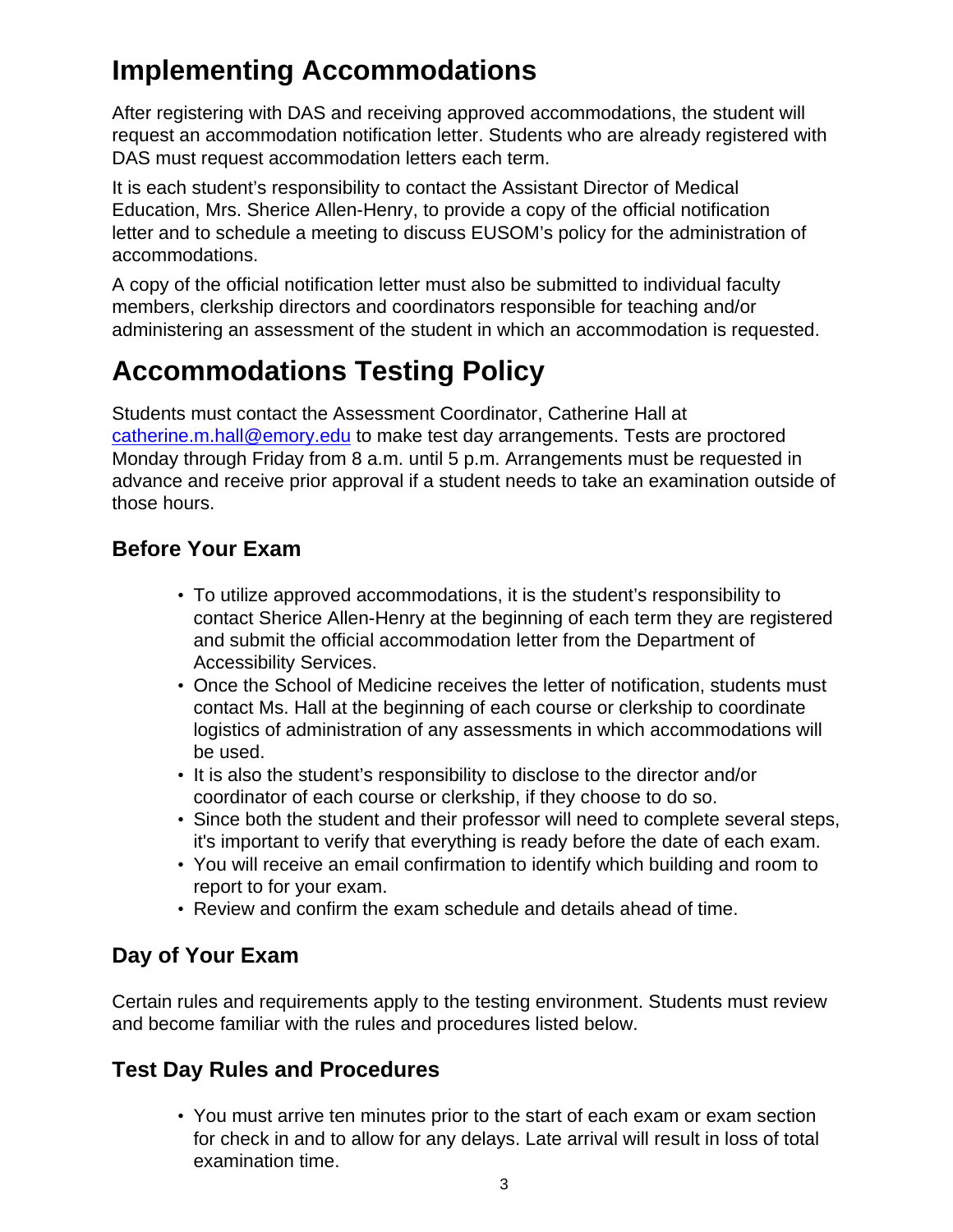# Implementing Accommodations

After registering with DAS and receiving approved accommodations, the student will request an accommodation notification letter. Students who are already registered with DAS must request accommodation letters each term.

It is each student's responsibility to contact the Assistant Director of Medical Education, Mrs. Sherice Allen-Henry, to provide a copy of the official notification letter and to schedule a meeting to discuss EUSOM's policy for the administration of accommodations.

A copy of the official notification letter must also be submitted to individual faculty members, clerkship directors and coordinators responsible for teaching and/or administering an assessment of the student in which an accommodation is requested.

# Accommodations Testing Policy

Students must contact the Assessment Coordinator, Catherine Hall at [catherine.m.hall@emory.edu](mailto:catherine.m.hall@emory.edu) to make test day arrangements. Tests are proctored Monday through Friday from 8 a.m. until 5 p.m. Arrangements must be requested in advance and receive prior approval if a student needs to take an examination outside of those hours.

## Before Your Exam

- To utilize approved accommodations, it is the student's responsibility to contact Sherice Allen-Henry at the beginning of each term they are registered and submit the official accommodation letter from the Department of Accessibility Services.
- Once the School of Medicine receives the letter of notification, students must contact Ms. Hall at the beginning of each course or clerkship to coordinate logistics of administration of any assessments in which accommodations will be used.
- It is also the student's responsibility to disclose to the director and/or coordinator of each course or clerkship, if they choose to do so.
- Since both the student and their professor will need to complete several steps, it's important to verify that everything is ready before the date of each exam.
- You will receive an email confirmation to identify which building and room to report to for your exam.
- Review and confirm the exam schedule and details ahead of time.

## Day of Your Exam

Certain rules and requirements apply to the testing environment. Students must review and become familiar with the rules and procedures listed below.

## Test Day Rules and Procedures

- You must arrive ten minutes prior to the start of each exam or exam section for check in and to allow for any delays. Late arrival will result in loss of total examination time.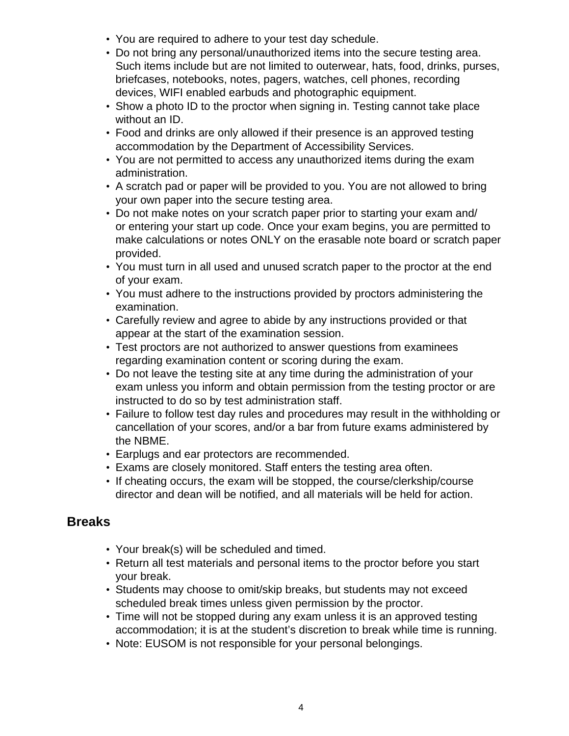- You are required to adhere to your test day schedule.
- Do not bring any personal/unauthorized items into the secure testing area. Such items include but are not limited to outerwear, hats, food, drinks, purses, briefcases, notebooks, notes, pagers, watches, cell phones, recording devices, WIFI enabled earbuds and photographic equipment.
- Show a photo ID to the proctor when signing in. Testing cannot take place without an ID.
- Food and drinks are only allowed if their presence is an approved testing accommodation by the Department of Accessibility Services.
- You are not permitted to access any unauthorized items during the exam administration.
- A scratch pad or paper will be provided to you. You are not allowed to bring your own paper into the secure testing area.
- Do not make notes on your scratch paper prior to starting your exam and/ or entering your start up code. Once your exam begins, you are permitted to make calculations or notes ONLY on the erasable note board or scratch paper provided.
- You must turn in all used and unused scratch paper to the proctor at the end of your exam.
- You must adhere to the instructions provided by proctors administering the examination.
- Carefully review and agree to abide by any instructions provided or that appear at the start of the examination session.
- Test proctors are not authorized to answer questions from examinees regarding examination content or scoring during the exam.
- Do not leave the testing site at any time during the administration of your exam unless you inform and obtain permission from the testing proctor or are instructed to do so by test administration staff.
- Failure to follow test day rules and procedures may result in the withholding or cancellation of your scores, and/or a bar from future exams administered by the NBME.
- Earplugs and ear protectors are recommended.
- Exams are closely monitored. Staff enters the testing area often.
- If cheating occurs, the exam will be stopped, the course/clerkship/course director and dean will be notified, and all materials will be held for action.

## Breaks

- Your break(s) will be scheduled and timed.
- Return all test materials and personal items to the proctor before you start your break.
- Students may choose to omit/skip breaks, but students may not exceed scheduled break times unless given permission by the proctor.
- Time will not be stopped during any exam unless it is an approved testing accommodation; it is at the student's discretion to break while time is running.
- Note: EUSOM is not responsible for your personal belongings.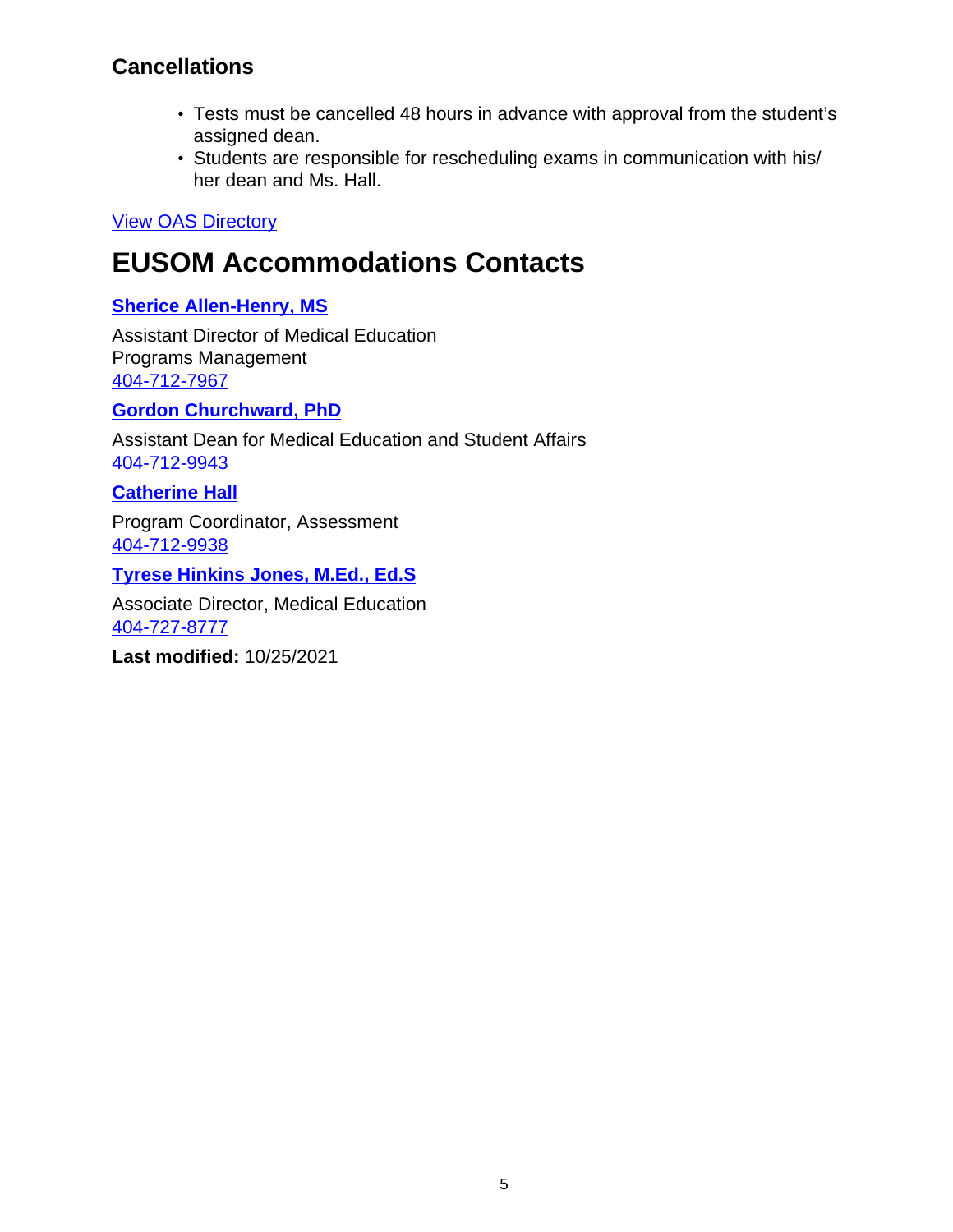### Cancellations

- Tests must be cancelled 48 hours in advance with approval from the student's assigned dean.
- Students are responsible for rescheduling exams in communication with his/her dean and Ms. Hall.

View OAS Directory

## EUSOM Accommodations Contacts

**Sherice Allen-Henry, MS**

Assistant Director of Medical Education
Programs Management
404-712-7967

**Gordon Churchward, PhD**

Assistant Dean for Medical Education and Student Affairs
404-712-9943

**Catherine Hall**

Program Coordinator, Assessment
404-712-9938

**Tyrese Hinkins Jones, M.Ed., Ed.S**

Associate Director, Medical Education
404-727-8777

**Last modified:** 10/25/2021